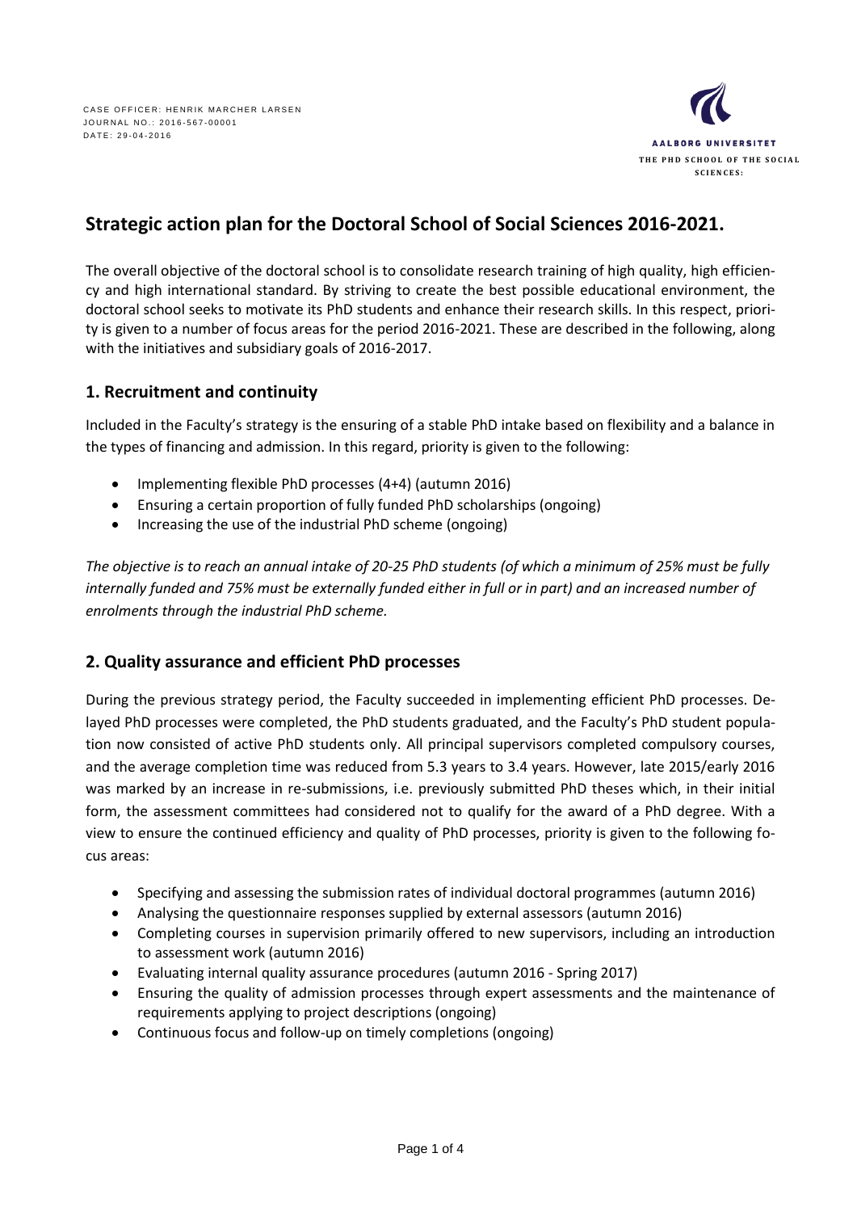CASE OFFICER: HENRIK MARCHER LARSEN
JOURNAL NO.: 2016-567-00001
DATE: 29-04-2016

AALBORG UNIVERSITET
THE PHD SCHOOL OF THE SOCIAL SCIENCES:

# Strategic action plan for the Doctoral School of Social Sciences 2016-2021.

The overall objective of the doctoral school is to consolidate research training of high quality, high efficiency and high international standard. By striving to create the best possible educational environment, the doctoral school seeks to motivate its PhD students and enhance their research skills. In this respect, priority is given to a number of focus areas for the period 2016-2021. These are described in the following, along with the initiatives and subsidiary goals of 2016-2017.

## 1. Recruitment and continuity

Included in the Faculty's strategy is the ensuring of a stable PhD intake based on flexibility and a balance in the types of financing and admission. In this regard, priority is given to the following:

- Implementing flexible PhD processes (4+4) (autumn 2016)
- Ensuring a certain proportion of fully funded PhD scholarships (ongoing)
- Increasing the use of the industrial PhD scheme (ongoing)

*The objective is to reach an annual intake of 20-25 PhD students (of which a minimum of 25% must be fully internally funded and 75% must be externally funded either in full or in part) and an increased number of enrolments through the industrial PhD scheme.*

## 2. Quality assurance and efficient PhD processes

During the previous strategy period, the Faculty succeeded in implementing efficient PhD processes. Delayed PhD processes were completed, the PhD students graduated, and the Faculty's PhD student population now consisted of active PhD students only. All principal supervisors completed compulsory courses, and the average completion time was reduced from 5.3 years to 3.4 years. However, late 2015/early 2016 was marked by an increase in re-submissions, i.e. previously submitted PhD theses which, in their initial form, the assessment committees had considered not to qualify for the award of a PhD degree. With a view to ensure the continued efficiency and quality of PhD processes, priority is given to the following focus areas:

- Specifying and assessing the submission rates of individual doctoral programmes (autumn 2016)
- Analysing the questionnaire responses supplied by external assessors (autumn 2016)
- Completing courses in supervision primarily offered to new supervisors, including an introduction to assessment work (autumn 2016)
- Evaluating internal quality assurance procedures (autumn 2016 - Spring 2017)
- Ensuring the quality of admission processes through expert assessments and the maintenance of requirements applying to project descriptions (ongoing)
- Continuous focus and follow-up on timely completions (ongoing)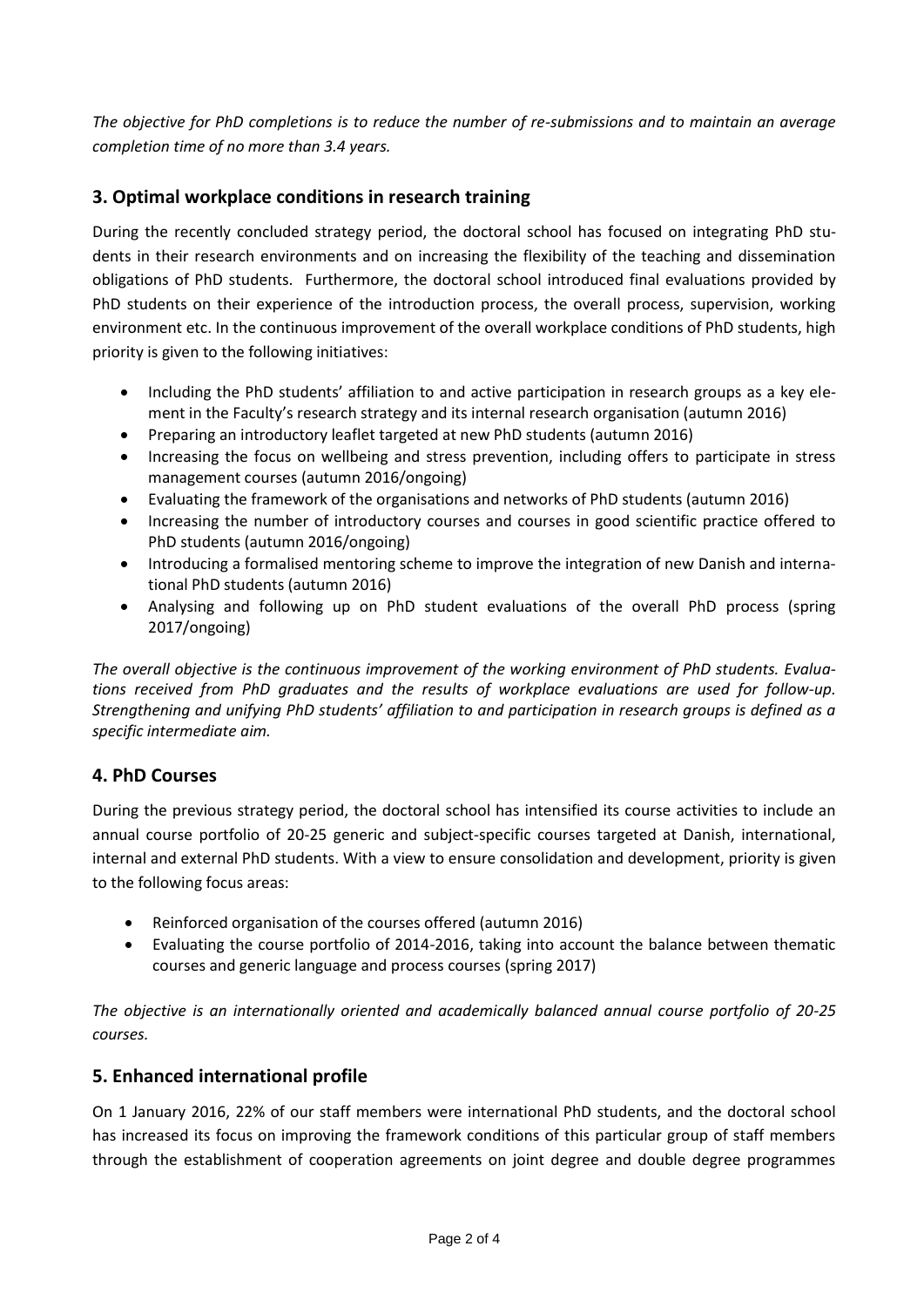*The objective for PhD completions is to reduce the number of re-submissions and to maintain an average completion time of no more than 3.4 years.*

## 3. Optimal workplace conditions in research training

During the recently concluded strategy period, the doctoral school has focused on integrating PhD students in their research environments and on increasing the flexibility of the teaching and dissemination obligations of PhD students. Furthermore, the doctoral school introduced final evaluations provided by PhD students on their experience of the introduction process, the overall process, supervision, working environment etc. In the continuous improvement of the overall workplace conditions of PhD students, high priority is given to the following initiatives:

- Including the PhD students' affiliation to and active participation in research groups as a key element in the Faculty's research strategy and its internal research organisation (autumn 2016)
- Preparing an introductory leaflet targeted at new PhD students (autumn 2016)
- Increasing the focus on wellbeing and stress prevention, including offers to participate in stress management courses (autumn 2016/ongoing)
- Evaluating the framework of the organisations and networks of PhD students (autumn 2016)
- Increasing the number of introductory courses and courses in good scientific practice offered to PhD students (autumn 2016/ongoing)
- Introducing a formalised mentoring scheme to improve the integration of new Danish and international PhD students (autumn 2016)
- Analysing and following up on PhD student evaluations of the overall PhD process (spring 2017/ongoing)

*The overall objective is the continuous improvement of the working environment of PhD students. Evaluations received from PhD graduates and the results of workplace evaluations are used for follow-up. Strengthening and unifying PhD students' affiliation to and participation in research groups is defined as a specific intermediate aim.*

## 4. PhD Courses

During the previous strategy period, the doctoral school has intensified its course activities to include an annual course portfolio of 20-25 generic and subject-specific courses targeted at Danish, international, internal and external PhD students. With a view to ensure consolidation and development, priority is given to the following focus areas:

- Reinforced organisation of the courses offered (autumn 2016)
- Evaluating the course portfolio of 2014-2016, taking into account the balance between thematic courses and generic language and process courses (spring 2017)

*The objective is an internationally oriented and academically balanced annual course portfolio of 20-25 courses.*

## 5. Enhanced international profile

On 1 January 2016, 22% of our staff members were international PhD students, and the doctoral school has increased its focus on improving the framework conditions of this particular group of staff members through the establishment of cooperation agreements on joint degree and double degree programmes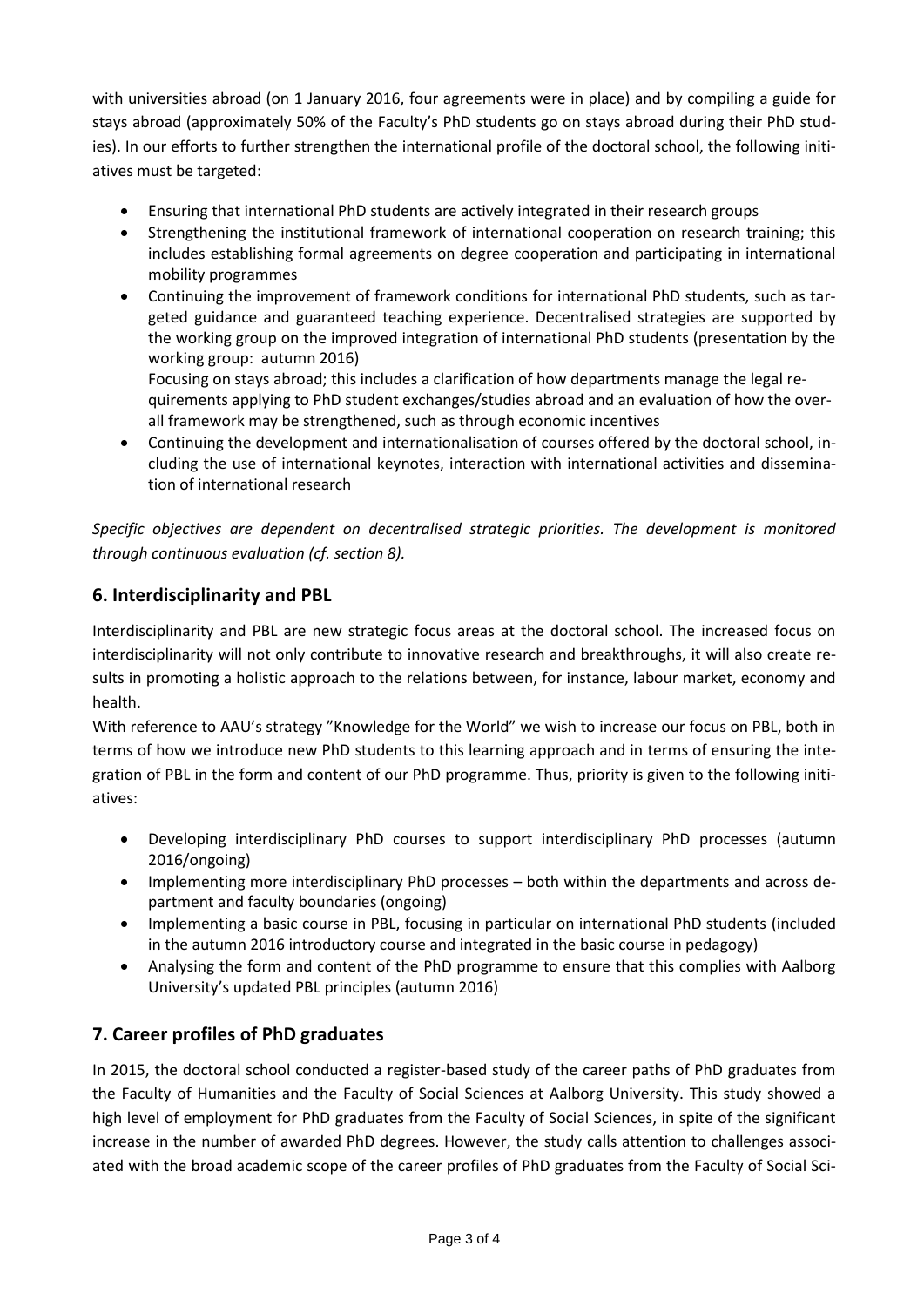with universities abroad (on 1 January 2016, four agreements were in place) and by compiling a guide for stays abroad (approximately 50% of the Faculty's PhD students go on stays abroad during their PhD studies). In our efforts to further strengthen the international profile of the doctoral school, the following initiatives must be targeted:

- Ensuring that international PhD students are actively integrated in their research groups
- Strengthening the institutional framework of international cooperation on research training; this includes establishing formal agreements on degree cooperation and participating in international mobility programmes
- Continuing the improvement of framework conditions for international PhD students, such as targeted guidance and guaranteed teaching experience. Decentralised strategies are supported by the working group on the improved integration of international PhD students (presentation by the working group: autumn 2016)
  Focusing on stays abroad; this includes a clarification of how departments manage the legal requirements applying to PhD student exchanges/studies abroad and an evaluation of how the overall framework may be strengthened, such as through economic incentives
- Continuing the development and internationalisation of courses offered by the doctoral school, including the use of international keynotes, interaction with international activities and dissemination of international research

*Specific objectives are dependent on decentralised strategic priorities. The development is monitored through continuous evaluation (cf. section 8).*

## 6. Interdisciplinarity and PBL

Interdisciplinarity and PBL are new strategic focus areas at the doctoral school. The increased focus on interdisciplinarity will not only contribute to innovative research and breakthroughs, it will also create results in promoting a holistic approach to the relations between, for instance, labour market, economy and health.

With reference to AAU's strategy "Knowledge for the World" we wish to increase our focus on PBL, both in terms of how we introduce new PhD students to this learning approach and in terms of ensuring the integration of PBL in the form and content of our PhD programme. Thus, priority is given to the following initiatives:

- Developing interdisciplinary PhD courses to support interdisciplinary PhD processes (autumn 2016/ongoing)
- Implementing more interdisciplinary PhD processes – both within the departments and across department and faculty boundaries (ongoing)
- Implementing a basic course in PBL, focusing in particular on international PhD students (included in the autumn 2016 introductory course and integrated in the basic course in pedagogy)
- Analysing the form and content of the PhD programme to ensure that this complies with Aalborg University's updated PBL principles (autumn 2016)

## 7. Career profiles of PhD graduates

In 2015, the doctoral school conducted a register-based study of the career paths of PhD graduates from the Faculty of Humanities and the Faculty of Social Sciences at Aalborg University. This study showed a high level of employment for PhD graduates from the Faculty of Social Sciences, in spite of the significant increase in the number of awarded PhD degrees. However, the study calls attention to challenges associated with the broad academic scope of the career profiles of PhD graduates from the Faculty of Social Sci-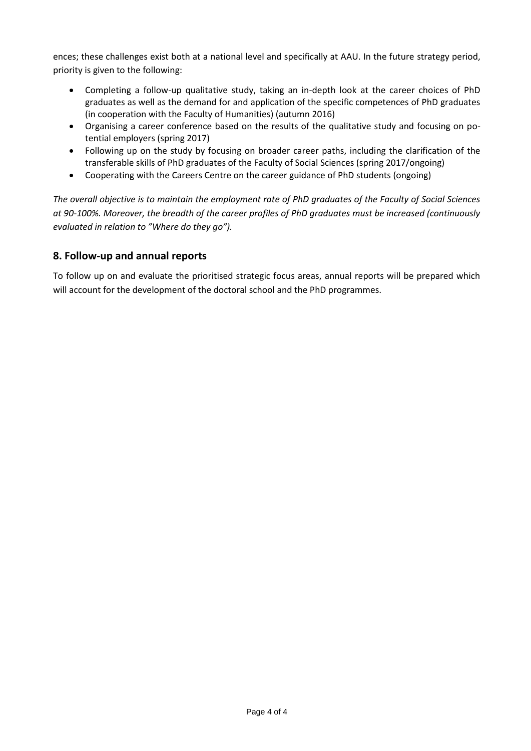ences; these challenges exist both at a national level and specifically at AAU. In the future strategy period, priority is given to the following:

- Completing a follow-up qualitative study, taking an in-depth look at the career choices of PhD graduates as well as the demand for and application of the specific competences of PhD graduates (in cooperation with the Faculty of Humanities) (autumn 2016)
- Organising a career conference based on the results of the qualitative study and focusing on potential employers (spring 2017)
- Following up on the study by focusing on broader career paths, including the clarification of the transferable skills of PhD graduates of the Faculty of Social Sciences (spring 2017/ongoing)
- Cooperating with the Careers Centre on the career guidance of PhD students (ongoing)

*The overall objective is to maintain the employment rate of PhD graduates of the Faculty of Social Sciences at 90-100%. Moreover, the breadth of the career profiles of PhD graduates must be increased (continuously evaluated in relation to "Where do they go").*

## 8. Follow-up and annual reports

To follow up on and evaluate the prioritised strategic focus areas, annual reports will be prepared which will account for the development of the doctoral school and the PhD programmes.